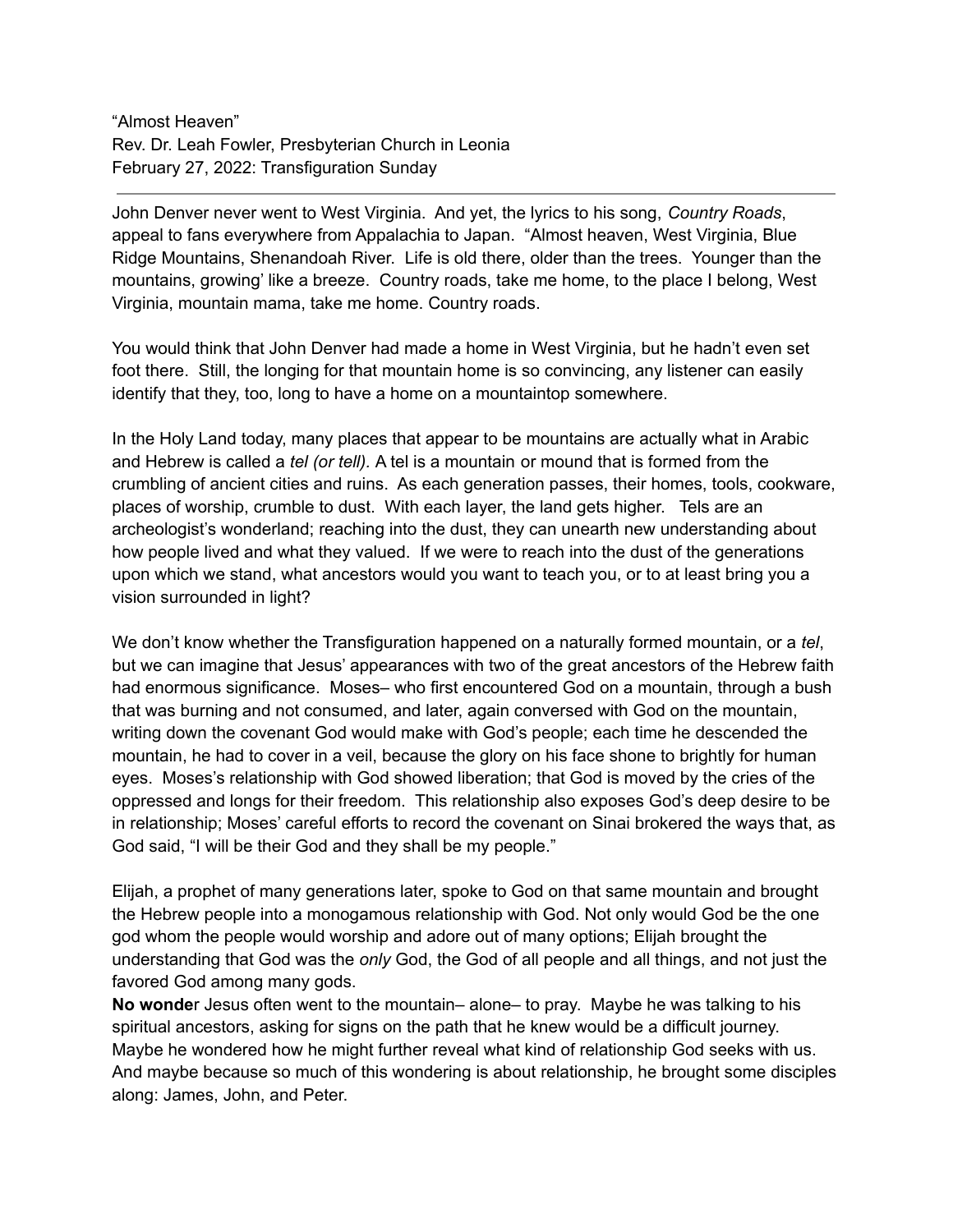"Almost Heaven"
Rev. Dr. Leah Fowler, Presbyterian Church in Leonia
February 27, 2022: Transfiguration Sunday

---

John Denver never went to West Virginia. And yet, the lyrics to his song, *Country Roads*, appeal to fans everywhere from Appalachia to Japan. "Almost heaven, West Virginia, Blue Ridge Mountains, Shenandoah River. Life is old there, older than the trees. Younger than the mountains, growing' like a breeze. Country roads, take me home, to the place I belong, West Virginia, mountain mama, take me home. Country roads.

You would think that John Denver had made a home in West Virginia, but he hadn't even set foot there. Still, the longing for that mountain home is so convincing, any listener can easily identify that they, too, long to have a home on a mountaintop somewhere.

In the Holy Land today, many places that appear to be mountains are actually what in Arabic and Hebrew is called a *tel (or tell).* A tel is a mountain or mound that is formed from the crumbling of ancient cities and ruins. As each generation passes, their homes, tools, cookware, places of worship, crumble to dust. With each layer, the land gets higher. Tels are an archeologist's wonderland; reaching into the dust, they can unearth new understanding about how people lived and what they valued. If we were to reach into the dust of the generations upon which we stand, what ancestors would you want to teach you, or to at least bring you a vision surrounded in light?

We don't know whether the Transfiguration happened on a naturally formed mountain, or a *tel*, but we can imagine that Jesus' appearances with two of the great ancestors of the Hebrew faith had enormous significance. Moses– who first encountered God on a mountain, through a bush that was burning and not consumed, and later, again conversed with God on the mountain, writing down the covenant God would make with God's people; each time he descended the mountain, he had to cover in a veil, because the glory on his face shone to brightly for human eyes. Moses's relationship with God showed liberation; that God is moved by the cries of the oppressed and longs for their freedom. This relationship also exposes God's deep desire to be in relationship; Moses' careful efforts to record the covenant on Sinai brokered the ways that, as God said, "I will be their God and they shall be my people."

Elijah, a prophet of many generations later, spoke to God on that same mountain and brought the Hebrew people into a monogamous relationship with God. Not only would God be the one god whom the people would worship and adore out of many options; Elijah brought the understanding that God was the *only* God, the God of all people and all things, and not just the favored God among many gods.

**No wonde**r Jesus often went to the mountain– alone– to pray. Maybe he was talking to his spiritual ancestors, asking for signs on the path that he knew would be a difficult journey. Maybe he wondered how he might further reveal what kind of relationship God seeks with us. And maybe because so much of this wondering is about relationship, he brought some disciples along: James, John, and Peter.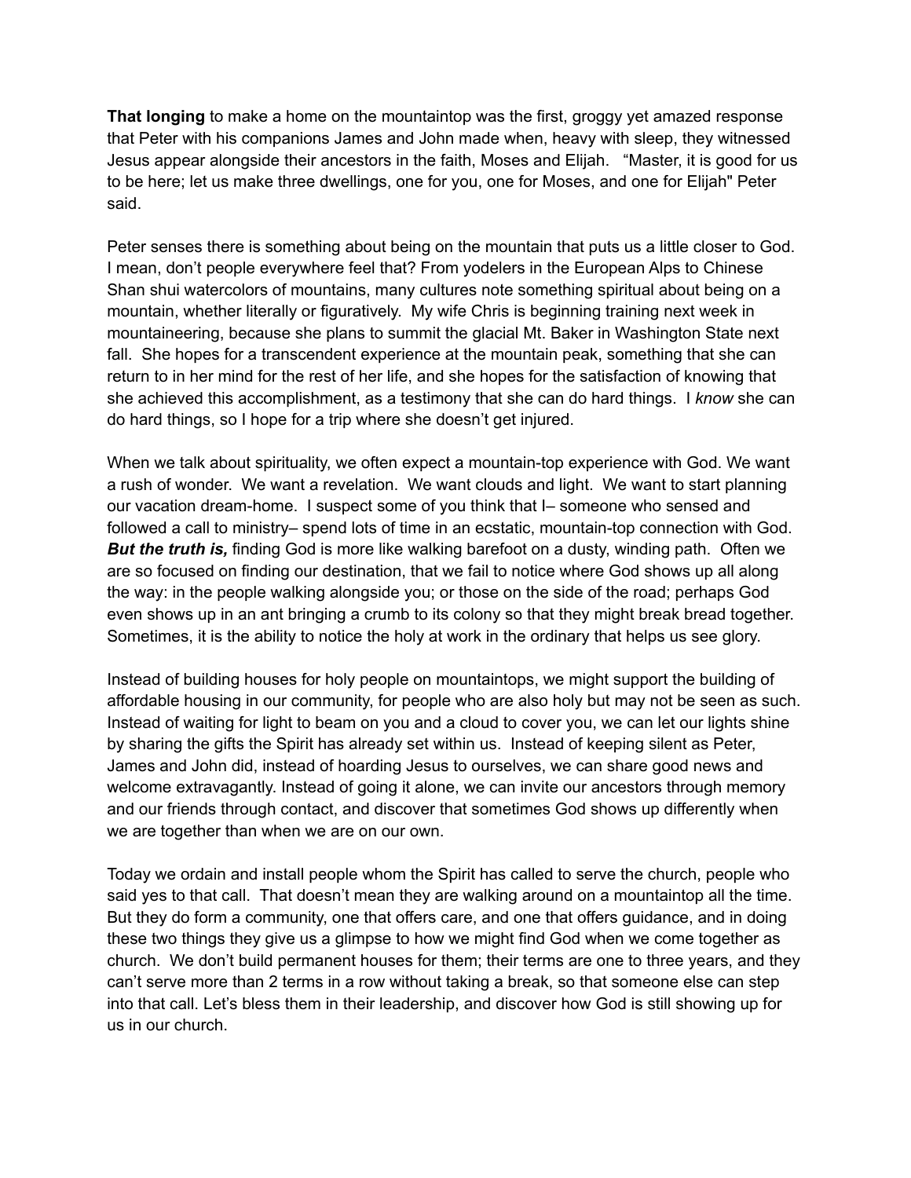**That longing** to make a home on the mountaintop was the first, groggy yet amazed response that Peter with his companions James and John made when, heavy with sleep, they witnessed Jesus appear alongside their ancestors in the faith, Moses and Elijah. "Master, it is good for us to be here; let us make three dwellings, one for you, one for Moses, and one for Elijah" Peter said.

Peter senses there is something about being on the mountain that puts us a little closer to God. I mean, don't people everywhere feel that? From yodelers in the European Alps to Chinese Shan shui watercolors of mountains, many cultures note something spiritual about being on a mountain, whether literally or figuratively. My wife Chris is beginning training next week in mountaineering, because she plans to summit the glacial Mt. Baker in Washington State next fall. She hopes for a transcendent experience at the mountain peak, something that she can return to in her mind for the rest of her life, and she hopes for the satisfaction of knowing that she achieved this accomplishment, as a testimony that she can do hard things. I *know* she can do hard things, so I hope for a trip where she doesn't get injured.

When we talk about spirituality, we often expect a mountain-top experience with God. We want a rush of wonder. We want a revelation. We want clouds and light. We want to start planning our vacation dream-home. I suspect some of you think that I– someone who sensed and followed a call to ministry– spend lots of time in an ecstatic, mountain-top connection with God. ***But the truth is,*** finding God is more like walking barefoot on a dusty, winding path. Often we are so focused on finding our destination, that we fail to notice where God shows up all along the way: in the people walking alongside you; or those on the side of the road; perhaps God even shows up in an ant bringing a crumb to its colony so that they might break bread together. Sometimes, it is the ability to notice the holy at work in the ordinary that helps us see glory.

Instead of building houses for holy people on mountaintops, we might support the building of affordable housing in our community, for people who are also holy but may not be seen as such. Instead of waiting for light to beam on you and a cloud to cover you, we can let our lights shine by sharing the gifts the Spirit has already set within us. Instead of keeping silent as Peter, James and John did, instead of hoarding Jesus to ourselves, we can share good news and welcome extravagantly. Instead of going it alone, we can invite our ancestors through memory and our friends through contact, and discover that sometimes God shows up differently when we are together than when we are on our own.

Today we ordain and install people whom the Spirit has called to serve the church, people who said yes to that call. That doesn't mean they are walking around on a mountaintop all the time. But they do form a community, one that offers care, and one that offers guidance, and in doing these two things they give us a glimpse to how we might find God when we come together as church. We don't build permanent houses for them; their terms are one to three years, and they can't serve more than 2 terms in a row without taking a break, so that someone else can step into that call. Let's bless them in their leadership, and discover how God is still showing up for us in our church.